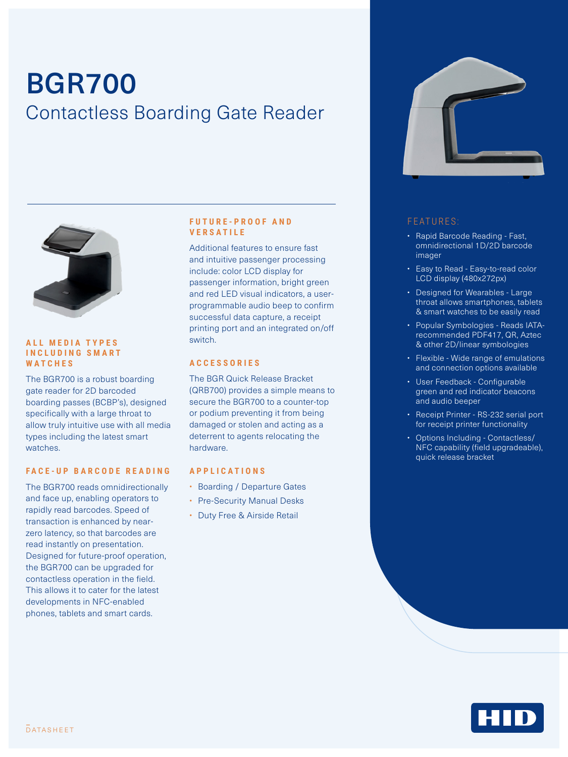# BGR700

## Contactless Boarding Gate Reader

### ALL MEDIA TYPES INCLUDING SMART WATCHES

The BGR700 is a robust boarding gate reader for 2D barcoded boarding passes (BCBP's), designed specifically with a large throat to allow truly intuitive use with all media types including the latest smart watches.

### FACE-UP BARCODE READING

The BGR700 reads omnidirectionally and face up, enabling operators to rapidly read barcodes. Speed of transaction is enhanced by near-zero latency, so that barcodes are read instantly on presentation. Designed for future-proof operation, the BGR700 can be upgraded for contactless operation in the field. This allows it to cater for the latest developments in NFC-enabled phones, tablets and smart cards.

### FUTURE-PROOF AND VERSATILE

Additional features to ensure fast and intuitive passenger processing include: color LCD display for passenger information, bright green and red LED visual indicators, a user-programmable audio beep to confirm successful data capture, a receipt printing port and an integrated on/off switch.

### ACCESSORIES

The BGR Quick Release Bracket (QRB700) provides a simple means to secure the BGR700 to a counter-top or podium preventing it from being damaged or stolen and acting as a deterrent to agents relocating the hardware.

### APPLICATIONS

- Boarding / Departure Gates
- Pre-Security Manual Desks
- Duty Free & Airside Retail

### FEATURES:

- Rapid Barcode Reading - Fast, omnidirectional 1D/2D barcode imager
- Easy to Read - Easy-to-read color LCD display (480x272px)
- Designed for Wearables - Large throat allows smartphones, tablets & smart watches to be easily read
- Popular Symbologies - Reads IATA-recommended PDF417, QR, Aztec & other 2D/linear symbologies
- Flexible - Wide range of emulations and connection options available
- User Feedback - Configurable green and red indicator beacons and audio beeper
- Receipt Printer - RS-232 serial port for receipt printer functionality
- Options Including - Contactless/ NFC capability (field upgradeable), quick release bracket

DATASHEET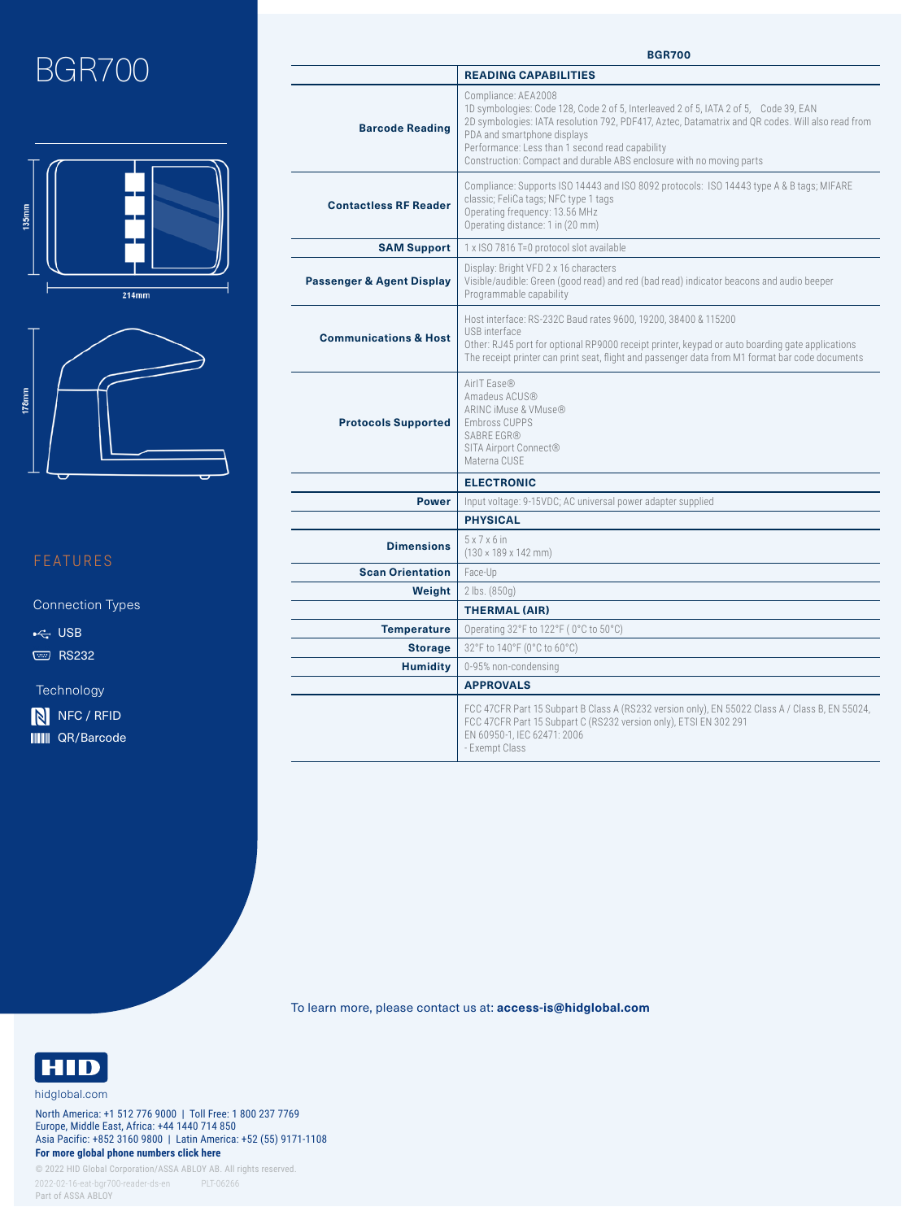# BGR700

135mm

214mm

178mm

## FEATURES

Connection Types

- USB
- RS232

Technology

- NFC / RFID
- QR/Barcode

| | BGR700 |
|---|---|
| | **READING CAPABILITIES** |
| **Barcode Reading** | Compliance: AEA2008<br>1D symbologies: Code 128, Code 2 of 5, Interleaved 2 of 5, IATA 2 of 5, Code 39, EAN<br>2D symbologies: IATA resolution 792, PDF417, Aztec, Datamatrix and QR codes. Will also read from PDA and smartphone displays<br>Performance: Less than 1 second read capability<br>Construction: Compact and durable ABS enclosure with no moving parts |
| **Contactless RF Reader** | Compliance: Supports ISO 14443 and ISO 8092 protocols: ISO 14443 type A & B tags; MIFARE classic; FeliCa tags; NFC type 1 tags<br>Operating frequency: 13.56 MHz<br>Operating distance: 1 in (20 mm) |
| **SAM Support** | 1 x ISO 7816 T=0 protocol slot available |
| **Passenger & Agent Display** | Display: Bright VFD 2 x 16 characters<br>Visible/audible: Green (good read) and red (bad read) indicator beacons and audio beeper<br>Programmable capability |
| **Communications & Host** | Host interface: RS-232C Baud rates 9600, 19200, 38400 & 115200<br>USB interface<br>Other: RJ45 port for optional RP9000 receipt printer, keypad or auto boarding gate applications<br>The receipt printer can print seat, flight and passenger data from M1 format bar code documents |
| **Protocols Supported** | AirIT Ease®<br>Amadeus ACUS®<br>ARINC iMuse & VMuse®<br>Embross CUPPS<br>SABRE EGR®<br>SITA Airport Connect®<br>Materna CUSE |
| | **ELECTRONIC** |
| **Power** | Input voltage: 9-15VDC; AC universal power adapter supplied |
| | **PHYSICAL** |
| **Dimensions** | 5 x 7 x 6 in<br>(130 x 189 x 142 mm) |
| **Scan Orientation** | Face-Up |
| **Weight** | 2 lbs. (850g) |
| | **THERMAL (AIR)** |
| **Temperature** | Operating 32°F to 122°F ( 0°C to 50°C) |
| **Storage** | 32°F to 140°F (0°C to 60°C) |
| **Humidity** | 0-95% non-condensing |
| | **APPROVALS** |
| | FCC 47CFR Part 15 Subpart B Class A (RS232 version only), EN 55022 Class A / Class B, EN 55024, FCC 47CFR Part 15 Subpart C (RS232 version only), ETSI EN 302 291<br>EN 60950-1, IEC 62471: 2006<br>- Exempt Class |

To learn more, please contact us at: **access-is@hidglobal.com**

HID

hidglobal.com

North America: +1 512 776 9000 | Toll Free: 1 800 237 7769
Europe, Middle East, Africa: +44 1440 714 850
Asia Pacific: +852 3160 9800 | Latin America: +52 (55) 9171-1108
**For more global phone numbers click here**

© 2022 HID Global Corporation/ASSA ABLOY AB. All rights reserved.
2022-02-16-eat-bgr700-reader-ds-en PLT-06266
Part of ASSA ABLOY